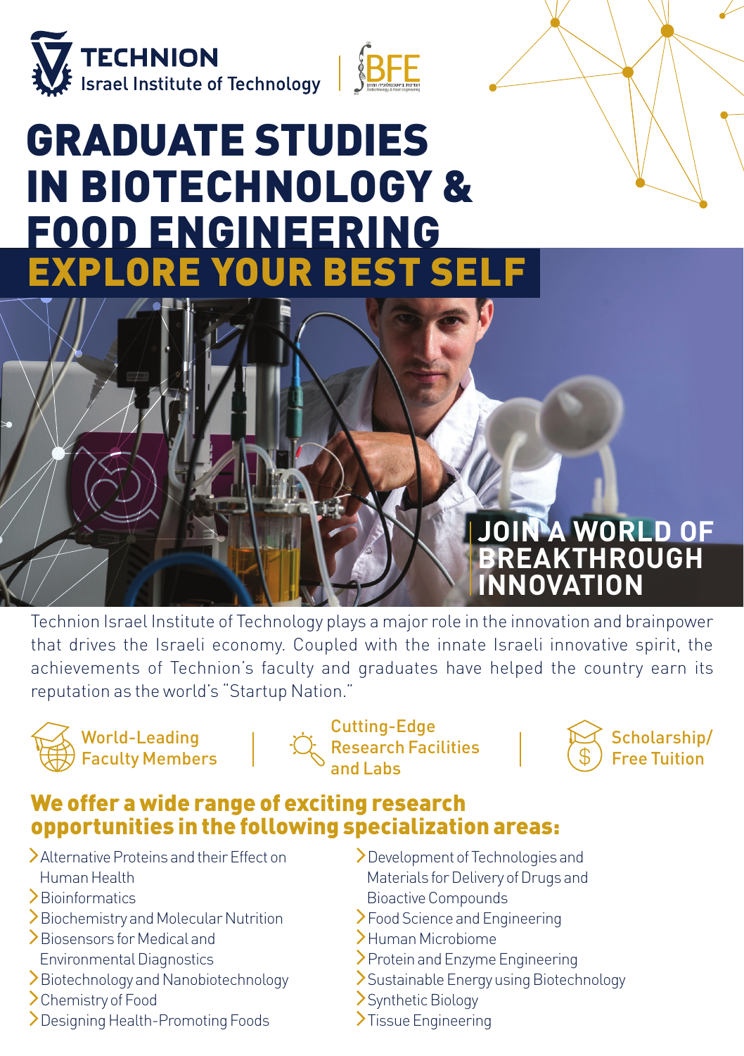TECHNION
Israel Institute of Technology

BFE

# GRADUATE STUDIES IN BIOTECHNOLOGY & FOOD ENGINEERING

## EXPLORE YOUR BEST SELF

## JOIN A WORLD OF BREAKTHROUGH INNOVATION

Technion Israel Institute of Technology plays a major role in the innovation and brainpower that drives the Israeli economy. Coupled with the innate Israeli innovative spirit, the achievements of Technion's faculty and graduates have helped the country earn its reputation as the world's "Startup Nation."

- World-Leading Faculty Members
- Cutting-Edge Research Facilities and Labs
- Scholarship/ Free Tuition

## We offer a wide range of exciting research opportunities in the following specialization areas:

- Alternative Proteins and their Effect on Human Health
- Bioinformatics
- Biochemistry and Molecular Nutrition
- Biosensors for Medical and Environmental Diagnostics
- Biotechnology and Nanobiotechnology
- Chemistry of Food
- Designing Health-Promoting Foods
- Development of Technologies and Materials for Delivery of Drugs and Bioactive Compounds
- Food Science and Engineering
- Human Microbiome
- Protein and Enzyme Engineering
- Sustainable Energy using Biotechnology
- Synthetic Biology
- Tissue Engineering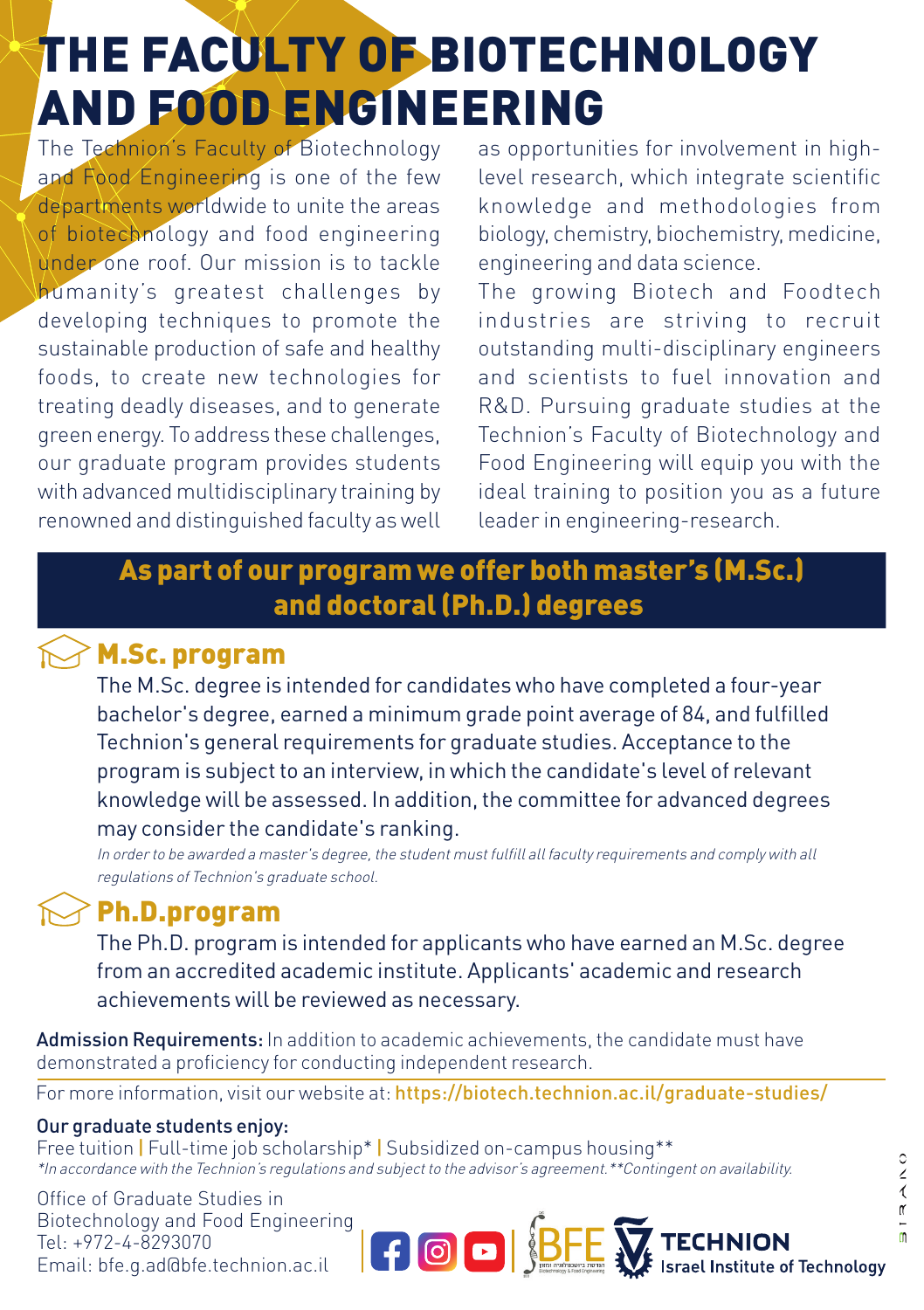# THE FACULTY OF BIOTECHNOLOGY AND FOOD ENGINEERING

The Technion's Faculty of Biotechnology and Food Engineering is one of the few departments worldwide to unite the areas of biotechnology and food engineering under one roof. Our mission is to tackle humanity's greatest challenges by developing techniques to promote the sustainable production of safe and healthy foods, to create new technologies for treating deadly diseases, and to generate green energy. To address these challenges, our graduate program provides students with advanced multidisciplinary training by renowned and distinguished faculty as well as opportunities for involvement in high-level research, which integrate scientific knowledge and methodologies from biology, chemistry, biochemistry, medicine, engineering and data science.

The growing Biotech and Foodtech industries are striving to recruit outstanding multi-disciplinary engineers and scientists to fuel innovation and R&D. Pursuing graduate studies at the Technion's Faculty of Biotechnology and Food Engineering will equip you with the ideal training to position you as a future leader in engineering-research.

## As part of our program we offer both master's (M.Sc.) and doctoral (Ph.D.) degrees

### M.Sc. program

The M.Sc. degree is intended for candidates who have completed a four-year bachelor's degree, earned a minimum grade point average of 84, and fulfilled Technion's general requirements for graduate studies. Acceptance to the program is subject to an interview, in which the candidate's level of relevant knowledge will be assessed. In addition, the committee for advanced degrees may consider the candidate's ranking.

*In order to be awarded a master's degree, the student must fulfill all faculty requirements and comply with all regulations of Technion's graduate school.*

### Ph.D.program

The Ph.D. program is intended for applicants who have earned an M.Sc. degree from an accredited academic institute. Applicants' academic and research achievements will be reviewed as necessary.

**Admission Requirements:** In addition to academic achievements, the candidate must have demonstrated a proficiency for conducting independent research.

For more information, visit our website at: https://biotech.technion.ac.il/graduate-studies/

**Our graduate students enjoy:**

Free tuition | Full-time job scholarship* | Subsidized on-campus housing**

*In accordance with the Technion's regulations and subject to the advisor's agreement. **Contingent on availability.*

Office of Graduate Studies in Biotechnology and Food Engineering
Tel: +972-4-8293070
Email: bfe.g.ad@bfe.technion.ac.il

BFE

TECHNION
Israel Institute of Technology